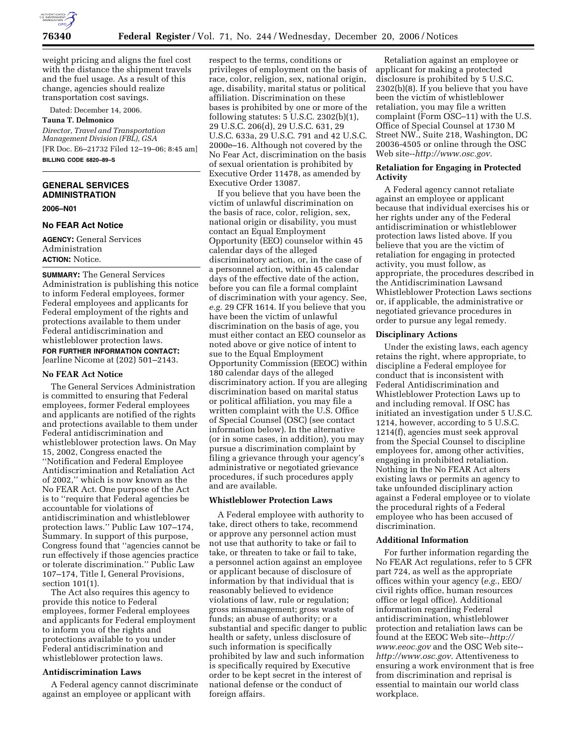weight pricing and aligns the fuel cost with the distance the shipment travels and the fuel usage. As a result of this change, agencies should realize transportation cost savings.

Dated: December 14, 2006.

**Tauna T. Delmonico**

*Director, Travel and Transportation Management Division (FBL), GSA*

[FR Doc. E6–21732 Filed 12–19–06; 8:45 am]

**BILLING CODE 6820–89–S**

## GENERAL SERVICES ADMINISTRATION

**2006–N01**

### No FEAR Act Notice

**AGENCY:** General Services Administration

**ACTION:** Notice.

**SUMMARY:** The General Services Administration is publishing this notice to inform Federal employees, former Federal employees and applicants for Federal employment of the rights and protections available to them under Federal antidiscrimination and whistleblower protection laws.

**FOR FURTHER INFORMATION CONTACT:** Jearline Nicome at (202) 501–2143.

### No FEAR Act Notice

The General Services Administration is committed to ensuring that Federal employees, former Federal employees and applicants are notified of the rights and protections available to them under Federal antidiscrimination and whistleblower protection laws. On May 15, 2002, Congress enacted the ''Notification and Federal Employee Antidiscrimination and Retaliation Act of 2002,'' which is now known as the No FEAR Act. One purpose of the Act is to ''require that Federal agencies be accountable for violations of antidiscrimination and whistleblower protection laws.'' Public Law 107–174, Summary. In support of this purpose, Congress found that ''agencies cannot be run effectively if those agencies practice or tolerate discrimination.'' Public Law 107–174, Title I, General Provisions, section 101(1).

The Act also requires this agency to provide this notice to Federal employees, former Federal employees and applicants for Federal employment to inform you of the rights and protections available to you under Federal antidiscrimination and whistleblower protection laws.

### Antidiscrimination Laws

A Federal agency cannot discriminate against an employee or applicant with respect to the terms, conditions or privileges of employment on the basis of race, color, religion, sex, national origin, age, disability, marital status or political affiliation. Discrimination on these bases is prohibited by one or more of the following statutes: 5 U.S.C. 2302(b)(1), 29 U.S.C. 206(d), 29 U.S.C. 631, 29 U.S.C. 633a, 29 U.S.C. 791 and 42 U.S.C. 2000e–16. Although not covered by the No Fear Act, discrimination on the basis of sexual orientation is prohibited by Executive Order 11478, as amended by Executive Order 13087.

If you believe that you have been the victim of unlawful discrimination on the basis of race, color, religion, sex, national origin or disability, you must contact an Equal Employment Opportunity (EEO) counselor within 45 calendar days of the alleged discriminatory action, or, in the case of a personnel action, within 45 calendar days of the effective date of the action, before you can file a formal complaint of discrimination with your agency. See, *e.g.* 29 CFR 1614. If you believe that you have been the victim of unlawful discrimination on the basis of age, you must either contact an EEO counselor as noted above or give notice of intent to sue to the Equal Employment Opportunity Commission (EEOC) within 180 calendar days of the alleged discriminatory action. If you are alleging discrimination based on marital status or political affiliation, you may file a written complaint with the U.S. Office of Special Counsel (OSC) (see contact information below). In the alternative (or in some cases, in addition), you may pursue a discrimination complaint by filing a grievance through your agency's administrative or negotiated grievance procedures, if such procedures apply and are available.

### Whistleblower Protection Laws

A Federal employee with authority to take, direct others to take, recommend or approve any personnel action must not use that authority to take or fail to take, or threaten to take or fail to take, a personnel action against an employee or applicant because of disclosure of information by that individual that is reasonably believed to evidence violations of law, rule or regulation; gross mismanagement; gross waste of funds; an abuse of authority; or a substantial and specific danger to public health or safety, unless disclosure of such information is specifically prohibited by law and such information is specifically required by Executive order to be kept secret in the interest of national defense or the conduct of foreign affairs.

Retaliation against an employee or applicant for making a protected disclosure is prohibited by 5 U.S.C. 2302(b)(8). If you believe that you have been the victim of whistleblower retaliation, you may file a written complaint (Form OSC–11) with the U.S. Office of Special Counsel at 1730 M Street NW., Suite 218, Washington, DC 20036-4505 or online through the OSC Web site--*http://www.osc.gov*.

### Retaliation for Engaging in Protected Activity

A Federal agency cannot retaliate against an employee or applicant because that individual exercises his or her rights under any of the Federal antidiscrimination or whistleblower protection laws listed above. If you believe that you are the victim of retaliation for engaging in protected activity, you must follow, as appropriate, the procedures described in the Antidiscrimination Lawsand Whistleblower Protection Laws sections or, if applicable, the administrative or negotiated grievance procedures in order to pursue any legal remedy.

### Disciplinary Actions

Under the existing laws, each agency retains the right, where appropriate, to discipline a Federal employee for conduct that is inconsistent with Federal Antidiscrimination and Whistleblower Protection Laws up to and including removal. If OSC has initiated an investigation under 5 U.S.C. 1214, however, according to 5 U.S.C. 1214(f), agencies must seek approval from the Special Counsel to discipline employees for, among other activities, engaging in prohibited retaliation. Nothing in the No FEAR Act alters existing laws or permits an agency to take unfounded disciplinary action against a Federal employee or to violate the procedural rights of a Federal employee who has been accused of discrimination.

### Additional Information

For further information regarding the No FEAR Act regulations, refer to 5 CFR part 724, as well as the appropriate offices within your agency (*e.g.*, EEO/civil rights office, human resources office or legal office). Additional information regarding Federal antidiscrimination, whistleblower protection and retaliation laws can be found at the EEOC Web site--*http://www.eeoc.gov* and the OSC Web site--*http://www.osc.gov*. Attentiveness to ensuring a work environment that is free from discrimination and reprisal is essential to maintain our world class workplace.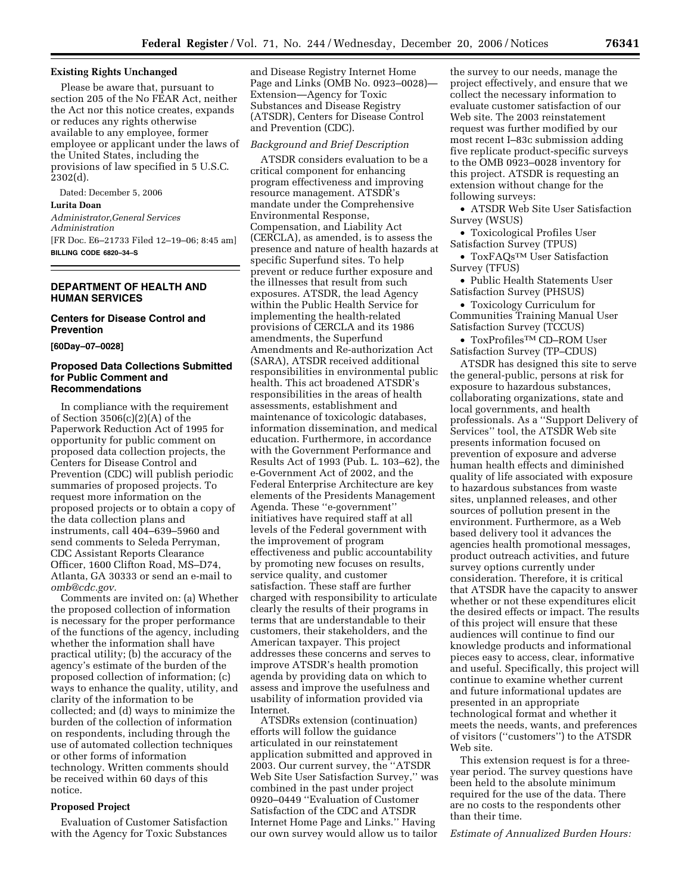**Existing Rights Unchanged**

Please be aware that, pursuant to section 205 of the No FEAR Act, neither the Act nor this notice creates, expands or reduces any rights otherwise available to any employee, former employee or applicant under the laws of the United States, including the provisions of law specified in 5 U.S.C. 2302(d).

Dated: December 5, 2006

**Lurita Doan**

*Administrator,General Services Administration*

[FR Doc. E6–21733 Filed 12–19–06; 8:45 am]

**BILLING CODE 6820–34–S**

## DEPARTMENT OF HEALTH AND HUMAN SERVICES

### Centers for Disease Control and Prevention

**[60Day–07–0028]**

### Proposed Data Collections Submitted for Public Comment and Recommendations

In compliance with the requirement of Section 3506(c)(2)(A) of the Paperwork Reduction Act of 1995 for opportunity for public comment on proposed data collection projects, the Centers for Disease Control and Prevention (CDC) will publish periodic summaries of proposed projects. To request more information on the proposed projects or to obtain a copy of the data collection plans and instruments, call 404–639–5960 and send comments to Seleda Perryman, CDC Assistant Reports Clearance Officer, 1600 Clifton Road, MS–D74, Atlanta, GA 30333 or send an e-mail to *omb@cdc.gov.*

Comments are invited on: (a) Whether the proposed collection of information is necessary for the proper performance of the functions of the agency, including whether the information shall have practical utility; (b) the accuracy of the agency's estimate of the burden of the proposed collection of information; (c) ways to enhance the quality, utility, and clarity of the information to be collected; and (d) ways to minimize the burden of the collection of information on respondents, including through the use of automated collection techniques or other forms of information technology. Written comments should be received within 60 days of this notice.

**Proposed Project**

Evaluation of Customer Satisfaction with the Agency for Toxic Substances and Disease Registry Internet Home Page and Links (OMB No. 0923–0028)—Extension—Agency for Toxic Substances and Disease Registry (ATSDR), Centers for Disease Control and Prevention (CDC).

*Background and Brief Description*

ATSDR considers evaluation to be a critical component for enhancing program effectiveness and improving resource management. ATSDR's mandate under the Comprehensive Environmental Response, Compensation, and Liability Act (CERCLA), as amended, is to assess the presence and nature of health hazards at specific Superfund sites. To help prevent or reduce further exposure and the illnesses that result from such exposures. ATSDR, the lead Agency within the Public Health Service for implementing the health-related provisions of CERCLA and its 1986 amendments, the Superfund Amendments and Re-authorization Act (SARA), ATSDR received additional responsibilities in environmental public health. This act broadened ATSDR's responsibilities in the areas of health assessments, establishment and maintenance of toxicologic databases, information dissemination, and medical education. Furthermore, in accordance with the Government Performance and Results Act of 1993 (Pub. L. 103–62), the e-Government Act of 2002, and the Federal Enterprise Architecture are key elements of the Presidents Management Agenda. These ''e-government'' initiatives have required staff at all levels of the Federal government with the improvement of program effectiveness and public accountability by promoting new focuses on results, service quality, and customer satisfaction. These staff are further charged with responsibility to articulate clearly the results of their programs in terms that are understandable to their customers, their stakeholders, and the American taxpayer. This project addresses these concerns and serves to improve ATSDR's health promotion agenda by providing data on which to assess and improve the usefulness and usability of information provided via Internet.

ATSDRs extension (continuation) efforts will follow the guidance articulated in our reinstatement application submitted and approved in 2003. Our current survey, the ''ATSDR Web Site User Satisfaction Survey,'' was combined in the past under project 0920–0449 ''Evaluation of Customer Satisfaction of the CDC and ATSDR Internet Home Page and Links.'' Having our own survey would allow us to tailor the survey to our needs, manage the project effectively, and ensure that we collect the necessary information to evaluate customer satisfaction of our Web site. The 2003 reinstatement request was further modified by our most recent I–83c submission adding five replicate product-specific surveys to the OMB 0923–0028 inventory for this project. ATSDR is requesting an extension without change for the following surveys:

- ATSDR Web Site User Satisfaction Survey (WSUS)
- Toxicological Profiles User Satisfaction Survey (TPUS)
- ToxFAQs™ User Satisfaction Survey (TFUS)
- Public Health Statements User Satisfaction Survey (PHSUS)
- Toxicology Curriculum for Communities Training Manual User Satisfaction Survey (TCCUS)
- ToxProfiles™ CD–ROM User Satisfaction Survey (TP–CDUS)

ATSDR has designed this site to serve the general-public, persons at risk for exposure to hazardous substances, collaborating organizations, state and local governments, and health professionals. As a ''Support Delivery of Services'' tool, the ATSDR Web site presents information focused on prevention of exposure and adverse human health effects and diminished quality of life associated with exposure to hazardous substances from waste sites, unplanned releases, and other sources of pollution present in the environment. Furthermore, as a Web based delivery tool it advances the agencies health promotional messages, product outreach activities, and future survey options currently under consideration. Therefore, it is critical that ATSDR have the capacity to answer whether or not these expenditures elicit the desired effects or impact. The results of this project will ensure that these audiences will continue to find our knowledge products and informational pieces easy to access, clear, informative and useful. Specifically, this project will continue to examine whether current and future informational updates are presented in an appropriate technological format and whether it meets the needs, wants, and preferences of visitors (''customers'') to the ATSDR Web site.

This extension request is for a three-year period. The survey questions have been held to the absolute minimum required for the use of the data. There are no costs to the respondents other than their time.

*Estimate of Annualized Burden Hours:*